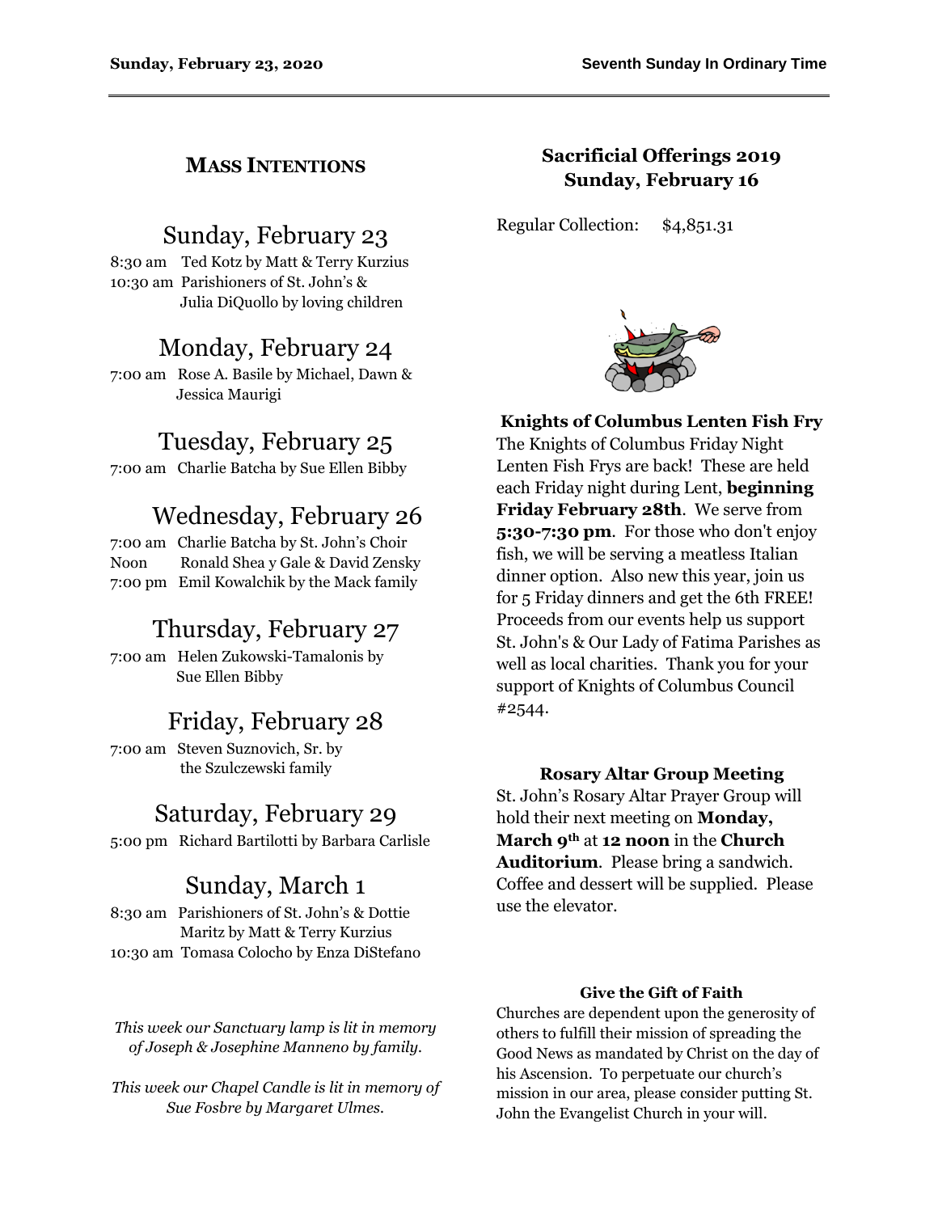## MASS INTENTIONS

### Sunday, February 23

8:30 am Ted Kotz by Matt & Terry Kurzius
10:30 am Parishioners of St. John's & Julia DiQuollo by loving children

### Monday, February 24

7:00 am Rose A. Basile by Michael, Dawn & Jessica Maurigi

### Tuesday, February 25

7:00 am Charlie Batcha by Sue Ellen Bibby

### Wednesday, February 26

7:00 am Charlie Batcha by St. John's Choir
Noon Ronald Shea y Gale & David Zensky
7:00 pm Emil Kowalchik by the Mack family

### Thursday, February 27

7:00 am Helen Zukowski-Tamalonis by Sue Ellen Bibby

### Friday, February 28

7:00 am Steven Suznovich, Sr. by the Szulczewski family

### Saturday, February 29

5:00 pm Richard Bartilotti by Barbara Carlisle

### Sunday, March 1

8:30 am Parishioners of St. John's & Dottie Maritz by Matt & Terry Kurzius
10:30 am Tomasa Colocho by Enza DiStefano

*This week our Sanctuary lamp is lit in memory of Joseph & Josephine Manneno by family.*

*This week our Chapel Candle is lit in memory of Sue Fosbre by Margaret Ulmes.*

## Sacrificial Offerings 2019
## Sunday, February 16

Regular Collection: $4,851.31

**Knights of Columbus Lenten Fish Fry**

The Knights of Columbus Friday Night Lenten Fish Frys are back! These are held each Friday night during Lent, **beginning Friday February 28th**. We serve from **5:30-7:30 pm**. For those who don't enjoy fish, we will be serving a meatless Italian dinner option. Also new this year, join us for 5 Friday dinners and get the 6th FREE! Proceeds from our events help us support St. John's & Our Lady of Fatima Parishes as well as local charities. Thank you for your support of Knights of Columbus Council #2544.

**Rosary Altar Group Meeting**

St. John's Rosary Altar Prayer Group will hold their next meeting on **Monday, March 9th** at **12 noon** in the **Church Auditorium**. Please bring a sandwich. Coffee and dessert will be supplied. Please use the elevator.

**Give the Gift of Faith**

Churches are dependent upon the generosity of others to fulfill their mission of spreading the Good News as mandated by Christ on the day of his Ascension. To perpetuate our church's mission in our area, please consider putting St. John the Evangelist Church in your will.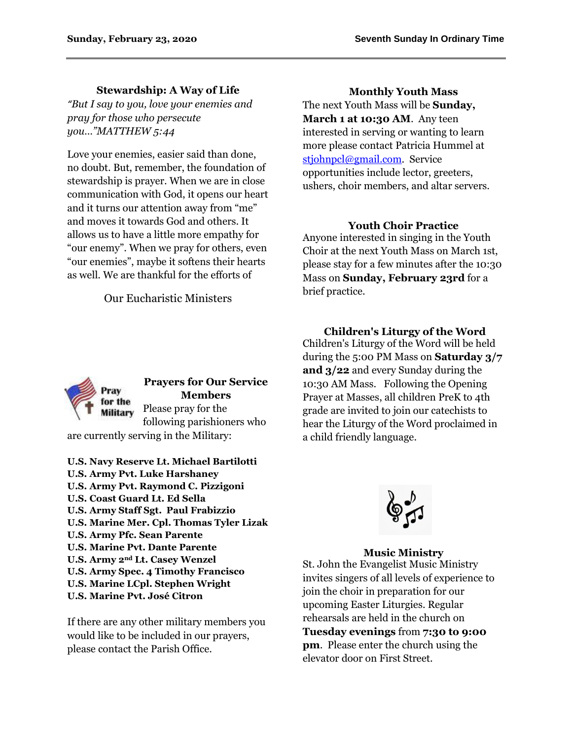### Stewardship: A Way of Life

*"But I say to you, love your enemies and pray for those who persecute you..." MATTHEW 5:44*

Love your enemies, easier said than done, no doubt. But, remember, the foundation of stewardship is prayer. When we are in close communication with God, it opens our heart and it turns our attention away from "me" and moves it towards God and others. It allows us to have a little more empathy for "our enemy". When we pray for others, even "our enemies", maybe it softens their hearts as well. We are thankful for the efforts of

Our Eucharistic Ministers

### Prayers for Our Service Members

Pray for the Military

Please pray for the following parishioners who are currently serving in the Military:

**U.S. Navy Reserve Lt. Michael Bartilotti**
**U.S. Army Pvt. Luke Harshaney**
**U.S. Army Pvt. Raymond C. Pizzigoni**
**U.S. Coast Guard Lt. Ed Sella**
**U.S. Army Staff Sgt. Paul Frabizzio**
**U.S. Marine Mer. Cpl. Thomas Tyler Lizak**
**U.S. Army Pfc. Sean Parente**
**U.S. Marine Pvt. Dante Parente**
**U.S. Army 2nd Lt. Casey Wenzel**
**U.S. Army Spec. 4 Timothy Francisco**
**U.S. Marine LCpl. Stephen Wright**
**U.S. Marine Pvt. José Citron**

If there are any other military members you would like to be included in our prayers, please contact the Parish Office.

### Monthly Youth Mass

The next Youth Mass will be **Sunday, March 1 at 10:30 AM**. Any teen interested in serving or wanting to learn more please contact Patricia Hummel at stjohnpcl@gmail.com. Service opportunities include lector, greeters, ushers, choir members, and altar servers.

### Youth Choir Practice

Anyone interested in singing in the Youth Choir at the next Youth Mass on March 1st, please stay for a few minutes after the 10:30 Mass on **Sunday, February 23rd** for a brief practice.

### Children's Liturgy of the Word

Children's Liturgy of the Word will be held during the 5:00 PM Mass on **Saturday 3/7 and 3/22** and every Sunday during the 10:30 AM Mass. Following the Opening Prayer at Masses, all children PreK to 4th grade are invited to join our catechists to hear the Liturgy of the Word proclaimed in a child friendly language.

### Music Ministry

St. John the Evangelist Music Ministry invites singers of all levels of experience to join the choir in preparation for our upcoming Easter Liturgies. Regular rehearsals are held in the church on **Tuesday evenings** from **7:30 to 9:00 pm**. Please enter the church using the elevator door on First Street.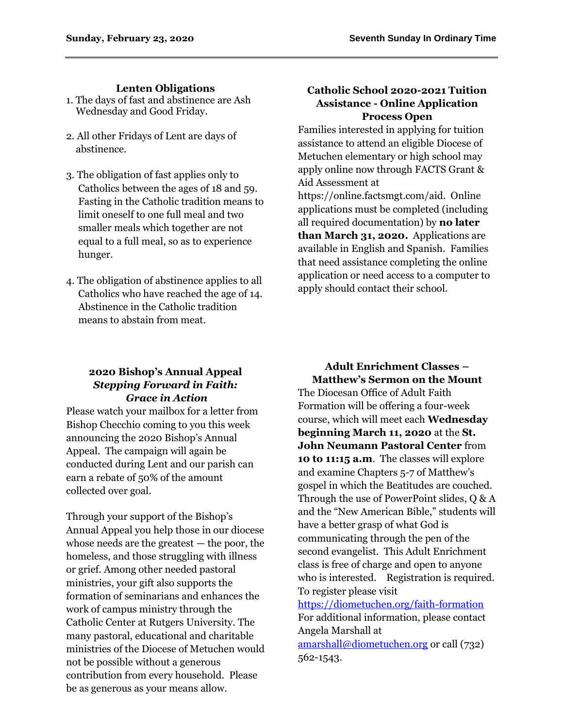## Lenten Obligations

1. The days of fast and abstinence are Ash Wednesday and Good Friday.

2. All other Fridays of Lent are days of abstinence.

3. The obligation of fast applies only to Catholics between the ages of 18 and 59. Fasting in the Catholic tradition means to limit oneself to one full meal and two smaller meals which together are not equal to a full meal, so as to experience hunger.

4. The obligation of abstinence applies to all Catholics who have reached the age of 14. Abstinence in the Catholic tradition means to abstain from meat.

## 2020 Bishop's Annual Appeal
### *Stepping Forward in Faith: Grace in Action*

Please watch your mailbox for a letter from Bishop Checchio coming to you this week announcing the 2020 Bishop's Annual Appeal. The campaign will again be conducted during Lent and our parish can earn a rebate of 50% of the amount collected over goal.

Through your support of the Bishop's Annual Appeal you help those in our diocese whose needs are the greatest — the poor, the homeless, and those struggling with illness or grief. Among other needed pastoral ministries, your gift also supports the formation of seminarians and enhances the work of campus ministry through the Catholic Center at Rutgers University. The many pastoral, educational and charitable ministries of the Diocese of Metuchen would not be possible without a generous contribution from every household. Please be as generous as your means allow.

## Catholic School 2020-2021 Tuition Assistance - Online Application Process Open

Families interested in applying for tuition assistance to attend an eligible Diocese of Metuchen elementary or high school may apply online now through FACTS Grant & Aid Assessment at https://online.factsmgt.com/aid. Online applications must be completed (including all required documentation) by **no later than March 31, 2020.** Applications are available in English and Spanish. Families that need assistance completing the online application or need access to a computer to apply should contact their school.

## Adult Enrichment Classes – Matthew's Sermon on the Mount

The Diocesan Office of Adult Faith Formation will be offering a four-week course, which will meet each **Wednesday beginning March 11, 2020** at the **St. John Neumann Pastoral Center** from **10 to 11:15 a.m**. The classes will explore and examine Chapters 5-7 of Matthew's gospel in which the Beatitudes are couched. Through the use of PowerPoint slides, Q & A and the "New American Bible," students will have a better grasp of what God is communicating through the pen of the second evangelist. This Adult Enrichment class is free of charge and open to anyone who is interested. Registration is required. To register please visit https://diometuchen.org/faith-formation For additional information, please contact Angela Marshall at amarshall@diometuchen.org or call (732) 562-1543.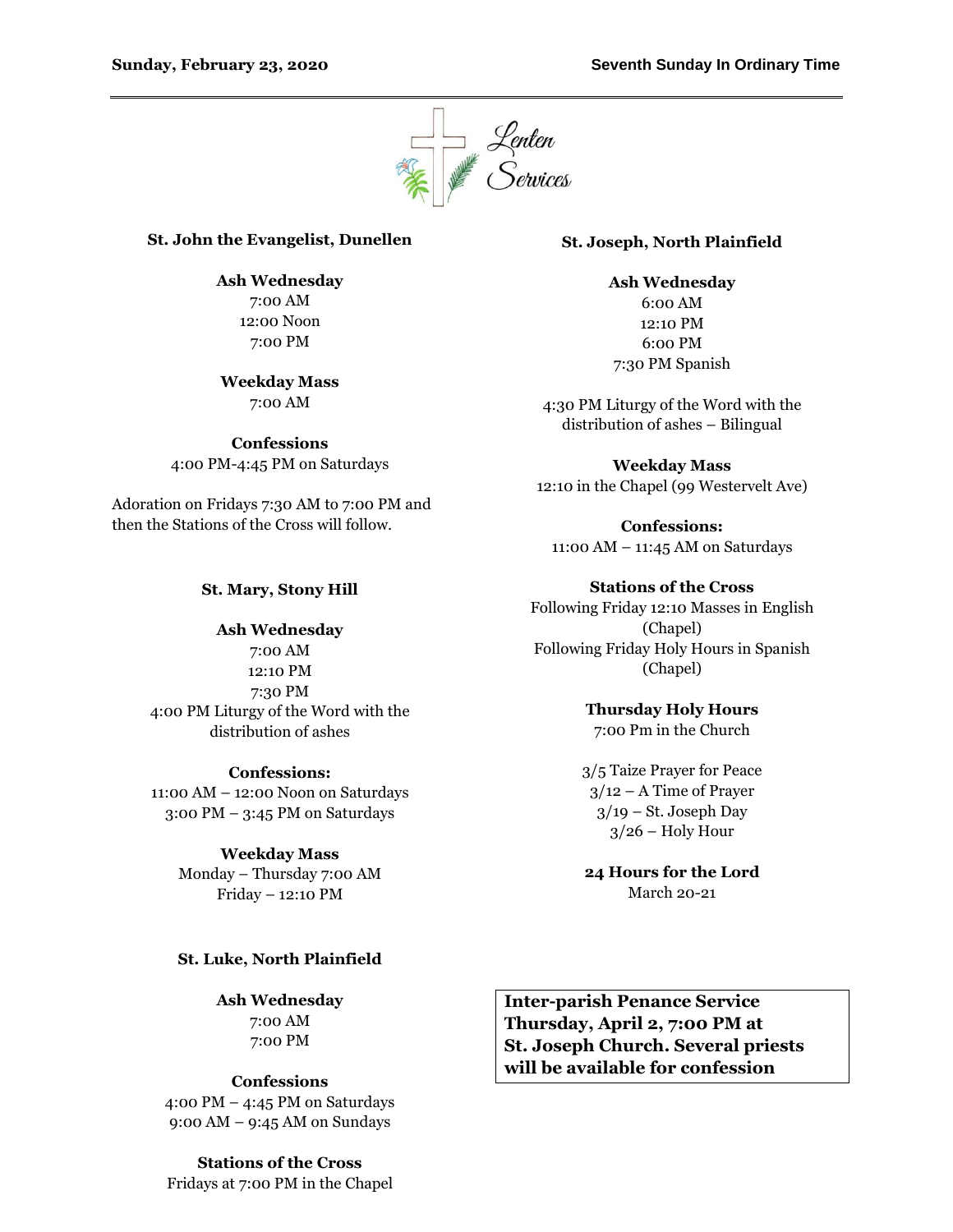# Lenten Services

## St. John the Evangelist, Dunellen

**Ash Wednesday**
7:00 AM
12:00 Noon
7:00 PM

**Weekday Mass**
7:00 AM

**Confessions**
4:00 PM-4:45 PM on Saturdays

Adoration on Fridays 7:30 AM to 7:00 PM and then the Stations of the Cross will follow.

## St. Mary, Stony Hill

**Ash Wednesday**
7:00 AM
12:10 PM
7:30 PM
4:00 PM Liturgy of the Word with the distribution of ashes

**Confessions:**
11:00 AM – 12:00 Noon on Saturdays
3:00 PM – 3:45 PM on Saturdays

**Weekday Mass**
Monday – Thursday 7:00 AM
Friday – 12:10 PM

## St. Luke, North Plainfield

**Ash Wednesday**
7:00 AM
7:00 PM

**Confessions**
4:00 PM – 4:45 PM on Saturdays
9:00 AM – 9:45 AM on Sundays

**Stations of the Cross**
Fridays at 7:00 PM in the Chapel

## St. Joseph, North Plainfield

**Ash Wednesday**
6:00 AM
12:10 PM
6:00 PM
7:30 PM Spanish

4:30 PM Liturgy of the Word with the distribution of ashes – Bilingual

**Weekday Mass**
12:10 in the Chapel (99 Westervelt Ave)

**Confessions:**
11:00 AM – 11:45 AM on Saturdays

**Stations of the Cross**
Following Friday 12:10 Masses in English (Chapel)
Following Friday Holy Hours in Spanish (Chapel)

**Thursday Holy Hours**
7:00 Pm in the Church

3/5 Taize Prayer for Peace
3/12 – A Time of Prayer
3/19 – St. Joseph Day
3/26 – Holy Hour

**24 Hours for the Lord**
March 20-21

**Inter-parish Penance Service Thursday, April 2, 7:00 PM at St. Joseph Church. Several priests will be available for confession**